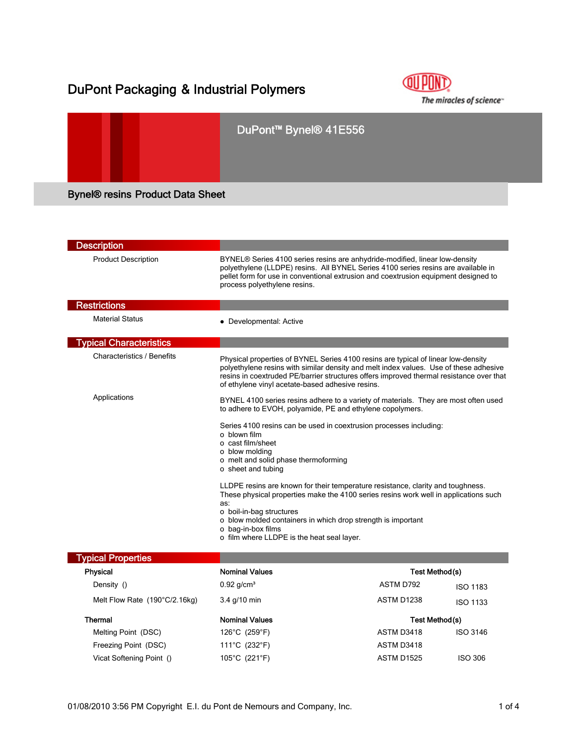# DuPont Packaging & Industrial Polymers

The miracles of science™

## DuPont™ Bynel® 41E556

### Bynel® resins Product Data Sheet

## Description

**Product Description**

BYNEL® Series 4100 series resins are anhydride-modified, linear low-density polyethylene (LLDPE) resins. All BYNEL Series 4100 series resins are available in pellet form for use in conventional extrusion and coextrusion equipment designed to process polyethylene resins.

## Restrictions

**Material Status**

- Developmental: Active

## Typical Characteristics

**Characteristics / Benefits**

Physical properties of BYNEL Series 4100 resins are typical of linear low-density polyethylene resins with similar density and melt index values. Use of these adhesive resins in coextruded PE/barrier structures offers improved thermal resistance over that of ethylene vinyl acetate-based adhesive resins.

**Applications**

BYNEL 4100 series resins adhere to a variety of materials. They are most often used to adhere to EVOH, polyamide, PE and ethylene copolymers.

Series 4100 resins can be used in coextrusion processes including:

- blown film
- cast film/sheet
- blow molding
- melt and solid phase thermoforming
- sheet and tubing

LLDPE resins are known for their temperature resistance, clarity and toughness. These physical properties make the 4100 series resins work well in applications such as:

- boil-in-bag structures
- blow molded containers in which drop strength is important
- bag-in-box films
- film where LLDPE is the heat seal layer.

## Typical Properties

| Physical | Nominal Values | Test Method(s) | |
|---|---|---|---|
| Density () | 0.92 g/cm³ | ASTM D792 | ISO 1183 |
| Melt Flow Rate (190°C/2.16kg) | 3.4 g/10 min | ASTM D1238 | ISO 1133 |

| Thermal | Nominal Values | Test Method(s) | |
|---|---|---|---|
| Melting Point (DSC) | 126°C (259°F) | ASTM D3418 | ISO 3146 |
| Freezing Point (DSC) | 111°C (232°F) | ASTM D3418 | |
| Vicat Softening Point () | 105°C (221°F) | ASTM D1525 | ISO 306 |

01/08/2010 3:56 PM Copyright E.I. du Pont de Nemours and Company, Inc.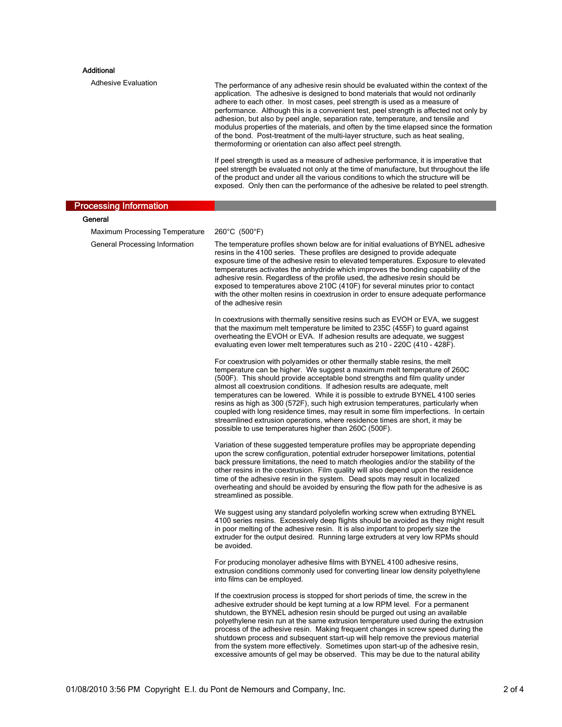### Additional

**Adhesive Evaluation**

The performance of any adhesive resin should be evaluated within the context of the application. The adhesive is designed to bond materials that would not ordinarily adhere to each other. In most cases, peel strength is used as a measure of performance. Although this is a convenient test, peel strength is affected not only by adhesion, but also by peel angle, separation rate, temperature, and tensile and modulus properties of the materials, and often by the time elapsed since the formation of the bond. Post-treatment of the multi-layer structure, such as heat sealing, thermoforming or orientation can also affect peel strength.

If peel strength is used as a measure of adhesive performance, it is imperative that peel strength be evaluated not only at the time of manufacture, but throughout the life of the product and under all the various conditions to which the structure will be exposed. Only then can the performance of the adhesive be related to peel strength.

## Processing Information

### General

**Maximum Processing Temperature**

260°C (500°F)

**General Processing Information**

The temperature profiles shown below are for initial evaluations of BYNEL adhesive resins in the 4100 series. These profiles are designed to provide adequate exposure time of the adhesive resin to elevated temperatures. Exposure to elevated temperatures activates the anhydride which improves the bonding capability of the adhesive resin. Regardless of the profile used, the adhesive resin should be exposed to temperatures above 210C (410F) for several minutes prior to contact with the other molten resins in coextrusion in order to ensure adequate performance of the adhesive resin

In coextrusions with thermally sensitive resins such as EVOH or EVA, we suggest that the maximum melt temperature be limited to 235C (455F) to guard against overheating the EVOH or EVA. If adhesion results are adequate, we suggest evaluating even lower melt temperatures such as 210 - 220C (410 - 428F).

For coextrusion with polyamides or other thermally stable resins, the melt temperature can be higher. We suggest a maximum melt temperature of 260C (500F). This should provide acceptable bond strengths and film quality under almost all coextrusion conditions. If adhesion results are adequate, melt temperatures can be lowered. While it is possible to extrude BYNEL 4100 series resins as high as 300 (572F), such high extrusion temperatures, particularly when coupled with long residence times, may result in some film imperfections. In certain streamlined extrusion operations, where residence times are short, it may be possible to use temperatures higher than 260C (500F).

Variation of these suggested temperature profiles may be appropriate depending upon the screw configuration, potential extruder horsepower limitations, potential back pressure limitations, the need to match rheologies and/or the stability of the other resins in the coextrusion. Film quality will also depend upon the residence time of the adhesive resin in the system. Dead spots may result in localized overheating and should be avoided by ensuring the flow path for the adhesive is as streamlined as possible.

We suggest using any standard polyolefin working screw when extruding BYNEL 4100 series resins. Excessively deep flights should be avoided as they might result in poor melting of the adhesive resin. It is also important to properly size the extruder for the output desired. Running large extruders at very low RPMs should be avoided.

For producing monolayer adhesive films with BYNEL 4100 adhesive resins, extrusion conditions commonly used for converting linear low density polyethylene into films can be employed.

If the coextrusion process is stopped for short periods of time, the screw in the adhesive extruder should be kept turning at a low RPM level. For a permanent shutdown, the BYNEL adhesion resin should be purged out using an available polyethylene resin run at the same extrusion temperature used during the extrusion process of the adhesive resin. Making frequent changes in screw speed during the shutdown process and subsequent start-up will help remove the previous material from the system more effectively. Sometimes upon start-up of the adhesive resin, excessive amounts of gel may be observed. This may be due to the natural ability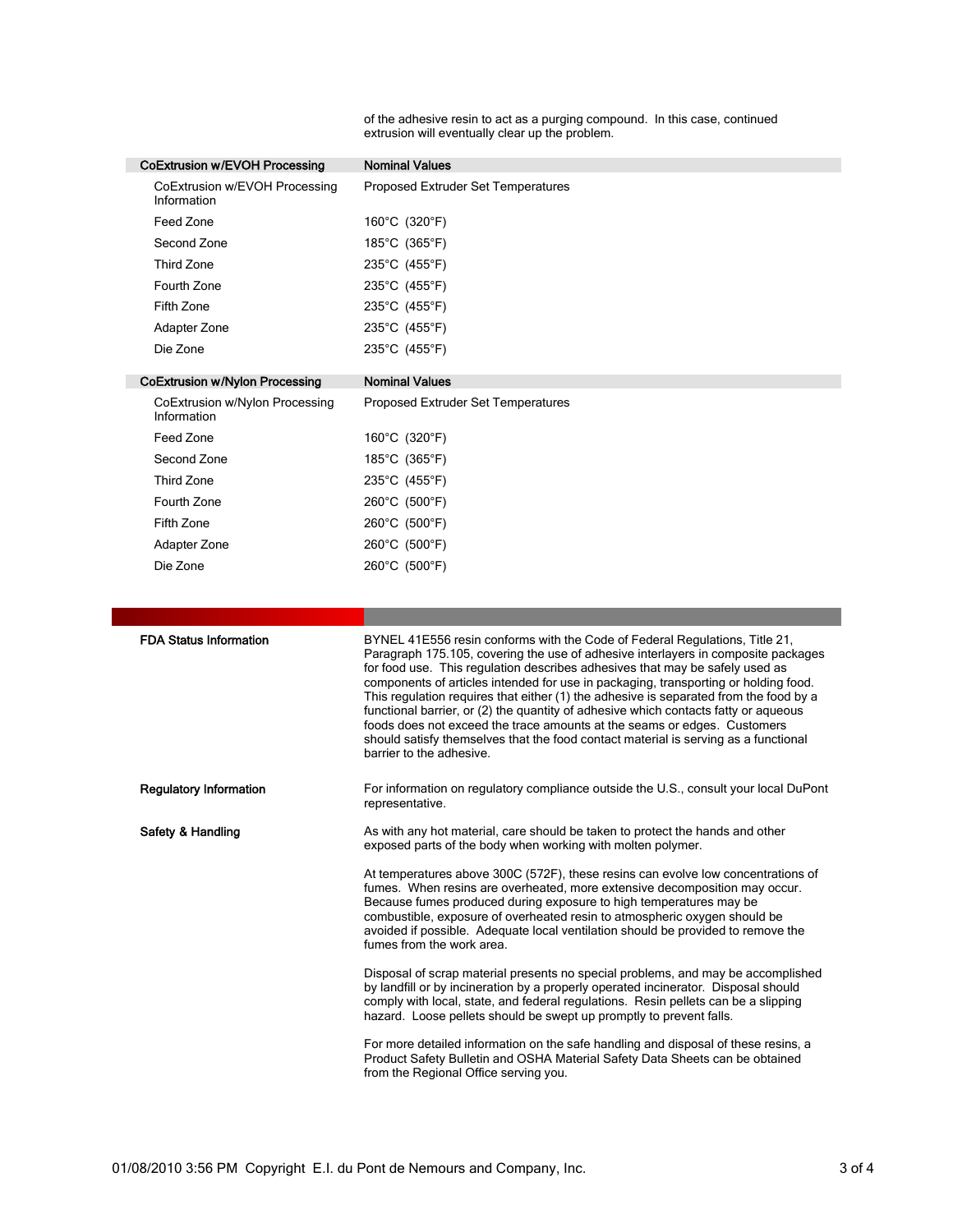of the adhesive resin to act as a purging compound. In this case, continued extrusion will eventually clear up the problem.

| CoExtrusion w/EVOH Processing | Nominal Values |
| --- | --- |
| CoExtrusion w/EVOH Processing Information | Proposed Extruder Set Temperatures |
| Feed Zone | 160°C (320°F) |
| Second Zone | 185°C (365°F) |
| Third Zone | 235°C (455°F) |
| Fourth Zone | 235°C (455°F) |
| Fifth Zone | 235°C (455°F) |
| Adapter Zone | 235°C (455°F) |
| Die Zone | 235°C (455°F) |

| CoExtrusion w/Nylon Processing | Nominal Values |
| --- | --- |
| CoExtrusion w/Nylon Processing Information | Proposed Extruder Set Temperatures |
| Feed Zone | 160°C (320°F) |
| Second Zone | 185°C (365°F) |
| Third Zone | 235°C (455°F) |
| Fourth Zone | 260°C (500°F) |
| Fifth Zone | 260°C (500°F) |
| Adapter Zone | 260°C (500°F) |
| Die Zone | 260°C (500°F) |

**FDA Status Information**

BYNEL 41E556 resin conforms with the Code of Federal Regulations, Title 21, Paragraph 175.105, covering the use of adhesive interlayers in composite packages for food use. This regulation describes adhesives that may be safely used as components of articles intended for use in packaging, transporting or holding food. This regulation requires that either (1) the adhesive is separated from the food by a functional barrier, or (2) the quantity of adhesive which contacts fatty or aqueous foods does not exceed the trace amounts at the seams or edges. Customers should satisfy themselves that the food contact material is serving as a functional barrier to the adhesive.

**Regulatory Information**

For information on regulatory compliance outside the U.S., consult your local DuPont representative.

**Safety & Handling**

As with any hot material, care should be taken to protect the hands and other exposed parts of the body when working with molten polymer.

At temperatures above 300C (572F), these resins can evolve low concentrations of fumes. When resins are overheated, more extensive decomposition may occur. Because fumes produced during exposure to high temperatures may be combustible, exposure of overheated resin to atmospheric oxygen should be avoided if possible. Adequate local ventilation should be provided to remove the fumes from the work area.

Disposal of scrap material presents no special problems, and may be accomplished by landfill or by incineration by a properly operated incinerator. Disposal should comply with local, state, and federal regulations. Resin pellets can be a slipping hazard. Loose pellets should be swept up promptly to prevent falls.

For more detailed information on the safe handling and disposal of these resins, a Product Safety Bulletin and OSHA Material Safety Data Sheets can be obtained from the Regional Office serving you.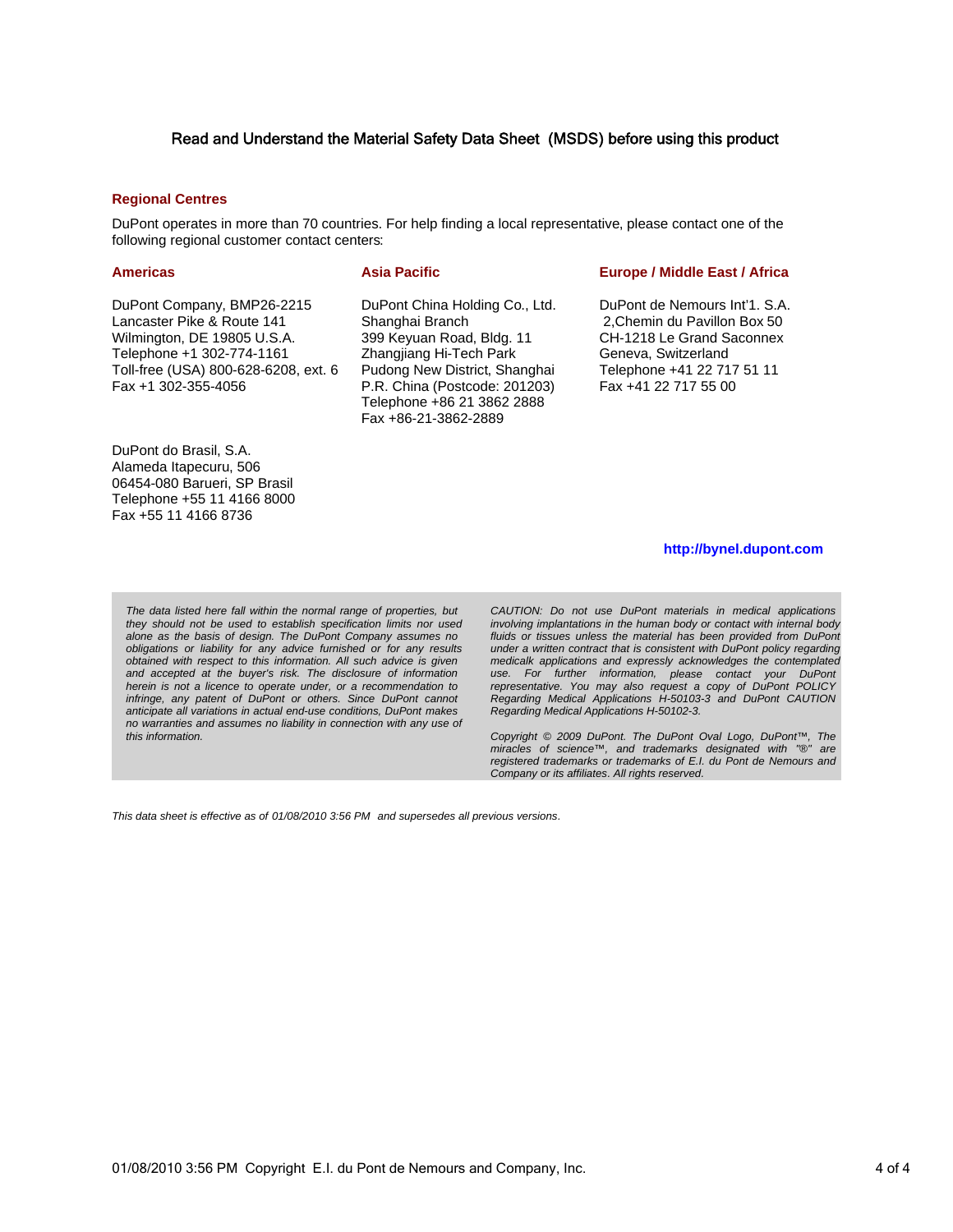Read and Understand the Material Safety Data Sheet (MSDS) before using this product

## Regional Centres

DuPont operates in more than 70 countries. For help finding a local representative, please contact one of the following regional customer contact centers:

### Americas

DuPont Company, BMP26-2215
Lancaster Pike & Route 141
Wilmington, DE 19805 U.S.A.
Telephone +1 302-774-1161
Toll-free (USA) 800-628-6208, ext. 6
Fax +1 302-355-4056

DuPont do Brasil, S.A.
Alameda Itapecuru, 506
06454-080 Barueri, SP Brasil
Telephone +55 11 4166 8000
Fax +55 11 4166 8736

### Asia Pacific

DuPont China Holding Co., Ltd.
Shanghai Branch
399 Keyuan Road, Bldg. 11
Zhangjiang Hi-Tech Park
Pudong New District, Shanghai
P.R. China (Postcode: 201203)
Telephone +86 21 3862 2888
Fax +86-21-3862-2889

### Europe / Middle East / Africa

DuPont de Nemours Int'1. S.A.
2,Chemin du Pavillon Box 50
CH-1218 Le Grand Saconnex
Geneva, Switzerland
Telephone +41 22 717 51 11
Fax +41 22 717 55 00

**http://bynel.dupont.com**

*The data listed here fall within the normal range of properties, but they should not be used to establish specification limits nor used alone as the basis of design. The DuPont Company assumes no obligations or liability for any advice furnished or for any results obtained with respect to this information. All such advice is given and accepted at the buyer's risk. The disclosure of information herein is not a licence to operate under, or a recommendation to infringe, any patent of DuPont or others. Since DuPont cannot anticipate all variations in actual end-use conditions, DuPont makes no warranties and assumes no liability in connection with any use of this information.*

*CAUTION: Do not use DuPont materials in medical applications involving implantations in the human body or contact with internal body fluids or tissues unless the material has been provided from DuPont under a written contract that is consistent with DuPont policy regarding medicalk applications and expressly acknowledges the contemplated use. For further information, please contact your DuPont representative. You may also request a copy of DuPont POLICY Regarding Medical Applications H-50103-3 and DuPont CAUTION Regarding Medical Applications H-50102-3.*

*Copyright © 2009 DuPont. The DuPont Oval Logo, DuPont™, The miracles of science™, and trademarks designated with "®" are registered trademarks or trademarks of E.I. du Pont de Nemours and Company or its affiliates. All rights reserved.*

*This data sheet is effective as of 01/08/2010 3:56 PM and supersedes all previous versions.*

01/08/2010 3:56 PM Copyright E.I. du Pont de Nemours and Company, Inc.